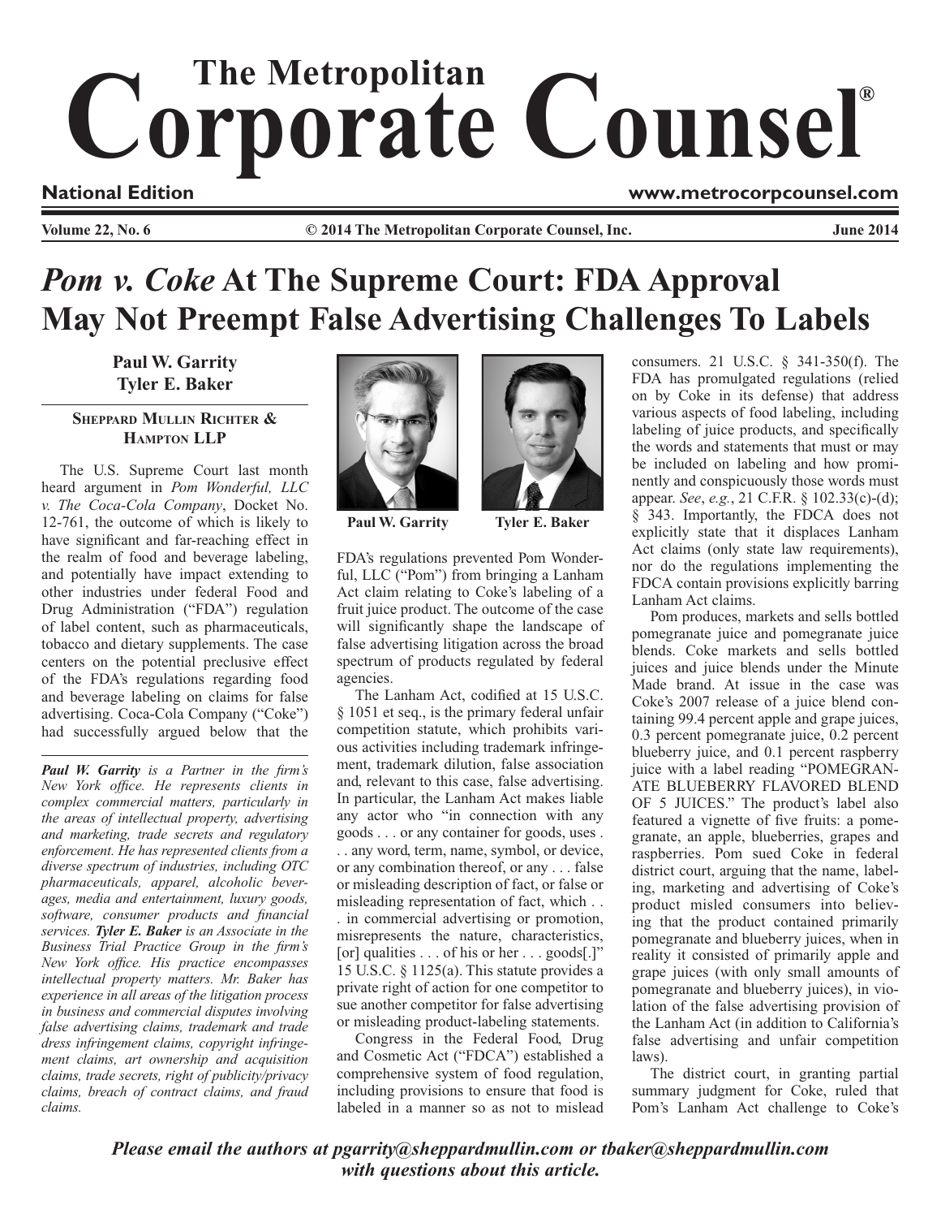# The Metropolitan Corporate Counsel®

**National Edition** www.metrocorpcounsel.com

**Volume 22, No. 6** © 2014 The Metropolitan Corporate Counsel, Inc. **June 2014**

# *Pom v. Coke* At The Supreme Court: FDA Approval May Not Preempt False Advertising Challenges To Labels

**Paul W. Garrity**
**Tyler E. Baker**

**Sheppard Mullin Richter & Hampton LLP**

Paul W. Garrity Tyler E. Baker

The U.S. Supreme Court last month heard argument in *Pom Wonderful, LLC v. The Coca-Cola Company*, Docket No. 12-761, the outcome of which is likely to have significant and far-reaching effect in the realm of food and beverage labeling, and potentially have impact extending to other industries under federal Food and Drug Administration ("FDA") regulation of label content, such as pharmaceuticals, tobacco and dietary supplements. The case centers on the potential preclusive effect of the FDA's regulations regarding food and beverage labeling on claims for false advertising. Coca-Cola Company ("Coke") had successfully argued below that the FDA's regulations prevented Pom Wonderful, LLC ("Pom") from bringing a Lanham Act claim relating to Coke's labeling of a fruit juice product. The outcome of the case will significantly shape the landscape of false advertising litigation across the broad spectrum of products regulated by federal agencies.

*__Paul W. Garrity__ is a Partner in the firm's New York office. He represents clients in complex commercial matters, particularly in the areas of intellectual property, advertising and marketing, trade secrets and regulatory enforcement. He has represented clients from a diverse spectrum of industries, including OTC pharmaceuticals, apparel, alcoholic beverages, media and entertainment, luxury goods, software, consumer products and financial services. __Tyler E. Baker__ is an Associate in the Business Trial Practice Group in the firm's New York office. His practice encompasses intellectual property matters. Mr. Baker has experience in all areas of the litigation process in business and commercial disputes involving false advertising claims, trademark and trade dress infringement claims, copyright infringement claims, art ownership and acquisition claims, trade secrets, right of publicity/privacy claims, breach of contract claims, and fraud claims.*

The Lanham Act, codified at 15 U.S.C. § 1051 et seq., is the primary federal unfair competition statute, which prohibits various activities including trademark infringement, trademark dilution, false association and, relevant to this case, false advertising. In particular, the Lanham Act makes liable any actor who "in connection with any goods . . . or any container for goods, uses . . . any word, term, name, symbol, or device, or any combination thereof, or any . . . false or misleading description of fact, or false or misleading representation of fact, which . . . in commercial advertising or promotion, misrepresents the nature, characteristics, [or] qualities . . . of his or her . . . goods[.]" 15 U.S.C. § 1125(a). This statute provides a private right of action for one competitor to sue another competitor for false advertising or misleading product-labeling statements.

Congress in the Federal Food, Drug and Cosmetic Act ("FDCA") established a comprehensive system of food regulation, including provisions to ensure that food is labeled in a manner so as not to mislead consumers. 21 U.S.C. § 341-350(f). The FDA has promulgated regulations (relied on by Coke in its defense) that address various aspects of food labeling, including labeling of juice products, and specifically the words and statements that must or may be included on labeling and how prominently and conspicuously those words must appear. *See*, *e.g.*, 21 C.F.R. § 102.33(c)-(d); § 343. Importantly, the FDCA does not explicitly state that it displaces Lanham Act claims (only state law requirements), nor do the regulations implementing the FDCA contain provisions explicitly barring Lanham Act claims.

Pom produces, markets and sells bottled pomegranate juice and pomegranate juice blends. Coke markets and sells bottled juices and juice blends under the Minute Made brand. At issue in the case was Coke's 2007 release of a juice blend containing 99.4 percent apple and grape juices, 0.3 percent pomegranate juice, 0.2 percent blueberry juice, and 0.1 percent raspberry juice with a label reading "POMEGRANATE BLUEBERRY FLAVORED BLEND OF 5 JUICES." The product's label also featured a vignette of five fruits: a pomegranate, an apple, blueberries, grapes and raspberries. Pom sued Coke in federal district court, arguing that the name, labeling, marketing and advertising of Coke's product misled consumers into believing that the product contained primarily pomegranate and blueberry juices, when in reality it consisted of primarily apple and grape juices (with only small amounts of pomegranate and blueberry juices), in violation of the false advertising provision of the Lanham Act (in addition to California's false advertising and unfair competition laws).

The district court, in granting partial summary judgment for Coke, ruled that Pom's Lanham Act challenge to Coke's

***Please email the authors at pgarrity@sheppardmullin.com or tbaker@sheppardmullin.com with questions about this article.***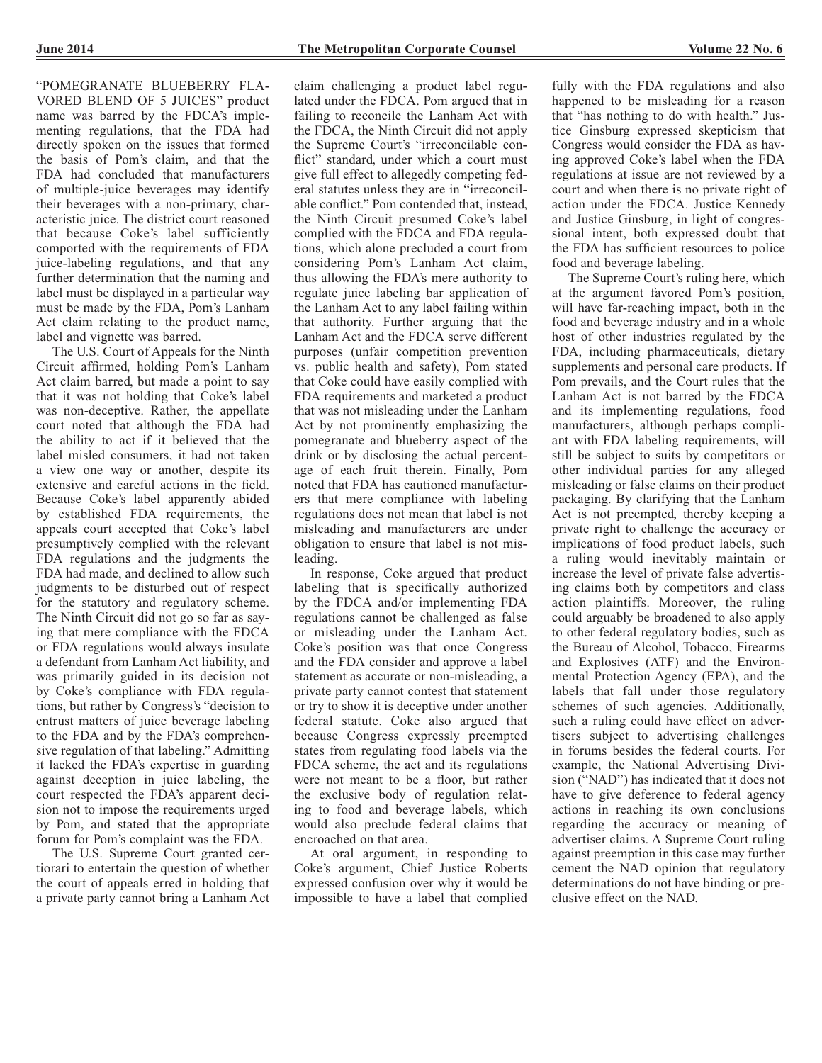"POMEGRANATE BLUEBERRY FLAVORED BLEND OF 5 JUICES" product name was barred by the FDCA's implementing regulations, that the FDA had directly spoken on the issues that formed the basis of Pom's claim, and that the FDA had concluded that manufacturers of multiple-juice beverages may identify their beverages with a non-primary, characteristic juice. The district court reasoned that because Coke's label sufficiently comported with the requirements of FDA juice-labeling regulations, and that any further determination that the naming and label must be displayed in a particular way must be made by the FDA, Pom's Lanham Act claim relating to the product name, label and vignette was barred.

The U.S. Court of Appeals for the Ninth Circuit affirmed, holding Pom's Lanham Act claim barred, but made a point to say that it was not holding that Coke's label was non-deceptive. Rather, the appellate court noted that although the FDA had the ability to act if it believed that the label misled consumers, it had not taken a view one way or another, despite its extensive and careful actions in the field. Because Coke's label apparently abided by established FDA requirements, the appeals court accepted that Coke's label presumptively complied with the relevant FDA regulations and the judgments the FDA had made, and declined to allow such judgments to be disturbed out of respect for the statutory and regulatory scheme. The Ninth Circuit did not go so far as saying that mere compliance with the FDCA or FDA regulations would always insulate a defendant from Lanham Act liability, and was primarily guided in its decision not by Coke's compliance with FDA regulations, but rather by Congress's "decision to entrust matters of juice beverage labeling to the FDA and by the FDA's comprehensive regulation of that labeling." Admitting it lacked the FDA's expertise in guarding against deception in juice labeling, the court respected the FDA's apparent decision not to impose the requirements urged by Pom, and stated that the appropriate forum for Pom's complaint was the FDA.

The U.S. Supreme Court granted certiorari to entertain the question of whether the court of appeals erred in holding that a private party cannot bring a Lanham Act claim challenging a product label regulated under the FDCA. Pom argued that in failing to reconcile the Lanham Act with the FDCA, the Ninth Circuit did not apply the Supreme Court's "irreconcilable conflict" standard, under which a court must give full effect to allegedly competing federal statutes unless they are in "irreconcilable conflict." Pom contended that, instead, the Ninth Circuit presumed Coke's label complied with the FDCA and FDA regulations, which alone precluded a court from considering Pom's Lanham Act claim, thus allowing the FDA's mere authority to regulate juice labeling bar application of the Lanham Act to any label failing within that authority. Further arguing that the Lanham Act and the FDCA serve different purposes (unfair competition prevention vs. public health and safety), Pom stated that Coke could have easily complied with FDA requirements and marketed a product that was not misleading under the Lanham Act by not prominently emphasizing the pomegranate and blueberry aspect of the drink or by disclosing the actual percentage of each fruit therein. Finally, Pom noted that FDA has cautioned manufacturers that mere compliance with labeling regulations does not mean that label is not misleading and manufacturers are under obligation to ensure that label is not misleading.

In response, Coke argued that product labeling that is specifically authorized by the FDCA and/or implementing FDA regulations cannot be challenged as false or misleading under the Lanham Act. Coke's position was that once Congress and the FDA consider and approve a label statement as accurate or non-misleading, a private party cannot contest that statement or try to show it is deceptive under another federal statute. Coke also argued that because Congress expressly preempted states from regulating food labels via the FDCA scheme, the act and its regulations were not meant to be a floor, but rather the exclusive body of regulation relating to food and beverage labels, which would also preclude federal claims that encroached on that area.

At oral argument, in responding to Coke's argument, Chief Justice Roberts expressed confusion over why it would be impossible to have a label that complied fully with the FDA regulations and also happened to be misleading for a reason that "has nothing to do with health." Justice Ginsburg expressed skepticism that Congress would consider the FDA as having approved Coke's label when the FDA regulations at issue are not reviewed by a court and when there is no private right of action under the FDCA. Justice Kennedy and Justice Ginsburg, in light of congressional intent, both expressed doubt that the FDA has sufficient resources to police food and beverage labeling.

The Supreme Court's ruling here, which at the argument favored Pom's position, will have far-reaching impact, both in the food and beverage industry and in a whole host of other industries regulated by the FDA, including pharmaceuticals, dietary supplements and personal care products. If Pom prevails, and the Court rules that the Lanham Act is not barred by the FDCA and its implementing regulations, food manufacturers, although perhaps compliant with FDA labeling requirements, will still be subject to suits by competitors or other individual parties for any alleged misleading or false claims on their product packaging. By clarifying that the Lanham Act is not preempted, thereby keeping a private right to challenge the accuracy or implications of food product labels, such a ruling would inevitably maintain or increase the level of private false advertising claims both by competitors and class action plaintiffs. Moreover, the ruling could arguably be broadened to also apply to other federal regulatory bodies, such as the Bureau of Alcohol, Tobacco, Firearms and Explosives (ATF) and the Environmental Protection Agency (EPA), and the labels that fall under those regulatory schemes of such agencies. Additionally, such a ruling could have effect on advertisers subject to advertising challenges in forums besides the federal courts. For example, the National Advertising Division ("NAD") has indicated that it does not have to give deference to federal agency actions in reaching its own conclusions regarding the accuracy or meaning of advertiser claims. A Supreme Court ruling against preemption in this case may further cement the NAD opinion that regulatory determinations do not have binding or preclusive effect on the NAD.